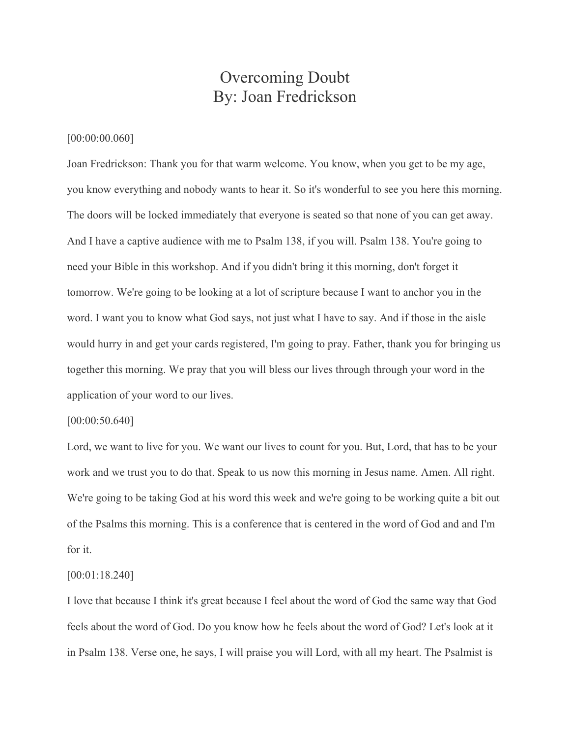# Overcoming Doubt
## By: Joan Fredrickson

[00:00:00.060]

Joan Fredrickson: Thank you for that warm welcome. You know, when you get to be my age, you know everything and nobody wants to hear it. So it's wonderful to see you here this morning. The doors will be locked immediately that everyone is seated so that none of you can get away. And I have a captive audience with me to Psalm 138, if you will. Psalm 138. You're going to need your Bible in this workshop. And if you didn't bring it this morning, don't forget it tomorrow. We're going to be looking at a lot of scripture because I want to anchor you in the word. I want you to know what God says, not just what I have to say. And if those in the aisle would hurry in and get your cards registered, I'm going to pray. Father, thank you for bringing us together this morning. We pray that you will bless our lives through through your word in the application of your word to our lives.

[00:00:50.640]

Lord, we want to live for you. We want our lives to count for you. But, Lord, that has to be your work and we trust you to do that. Speak to us now this morning in Jesus name. Amen. All right. We're going to be taking God at his word this week and we're going to be working quite a bit out of the Psalms this morning. This is a conference that is centered in the word of God and and I'm for it.

[00:01:18.240]

I love that because I think it's great because I feel about the word of God the same way that God feels about the word of God. Do you know how he feels about the word of God? Let's look at it in Psalm 138. Verse one, he says, I will praise you will Lord, with all my heart. The Psalmist is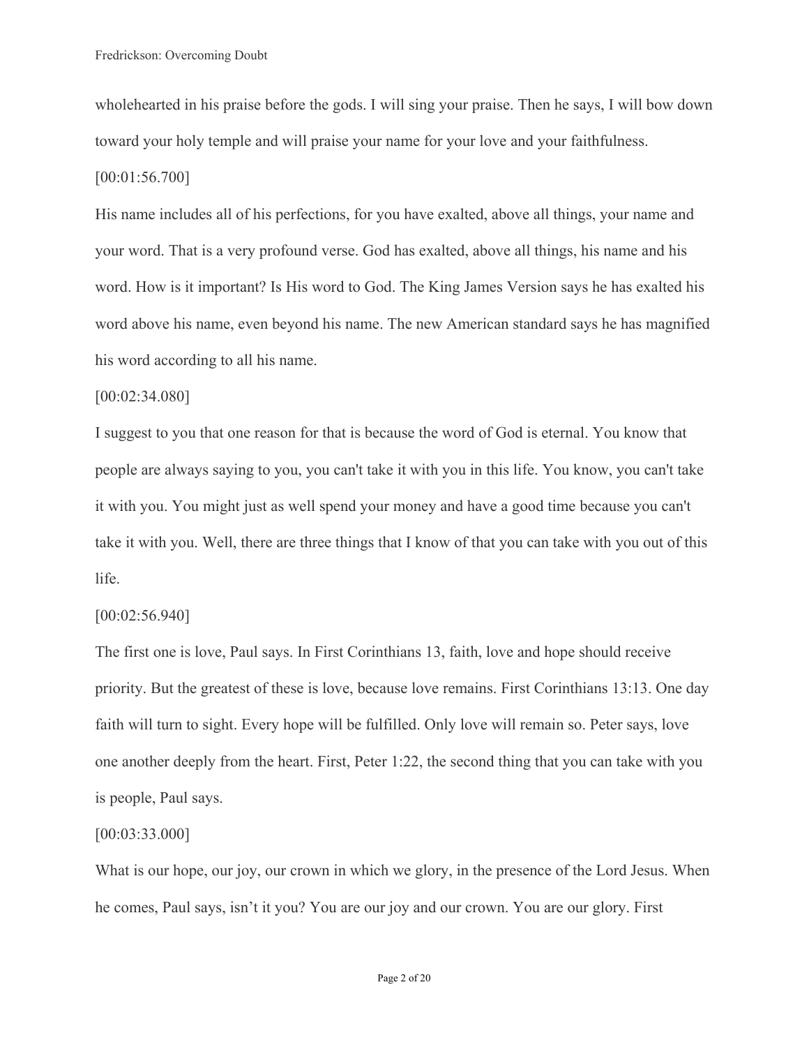wholehearted in his praise before the gods. I will sing your praise. Then he says, I will bow down toward your holy temple and will praise your name for your love and your faithfulness.

[00:01:56.700]

His name includes all of his perfections, for you have exalted, above all things, your name and your word. That is a very profound verse. God has exalted, above all things, his name and his word. How is it important? Is His word to God. The King James Version says he has exalted his word above his name, even beyond his name. The new American standard says he has magnified his word according to all his name.

[00:02:34.080]

I suggest to you that one reason for that is because the word of God is eternal. You know that people are always saying to you, you can't take it with you in this life. You know, you can't take it with you. You might just as well spend your money and have a good time because you can't take it with you. Well, there are three things that I know of that you can take with you out of this life.

[00:02:56.940]

The first one is love, Paul says. In First Corinthians 13, faith, love and hope should receive priority. But the greatest of these is love, because love remains. First Corinthians 13:13. One day faith will turn to sight. Every hope will be fulfilled. Only love will remain so. Peter says, love one another deeply from the heart. First, Peter 1:22, the second thing that you can take with you is people, Paul says.

[00:03:33.000]

What is our hope, our joy, our crown in which we glory, in the presence of the Lord Jesus. When he comes, Paul says, isn't it you? You are our joy and our crown. You are our glory. First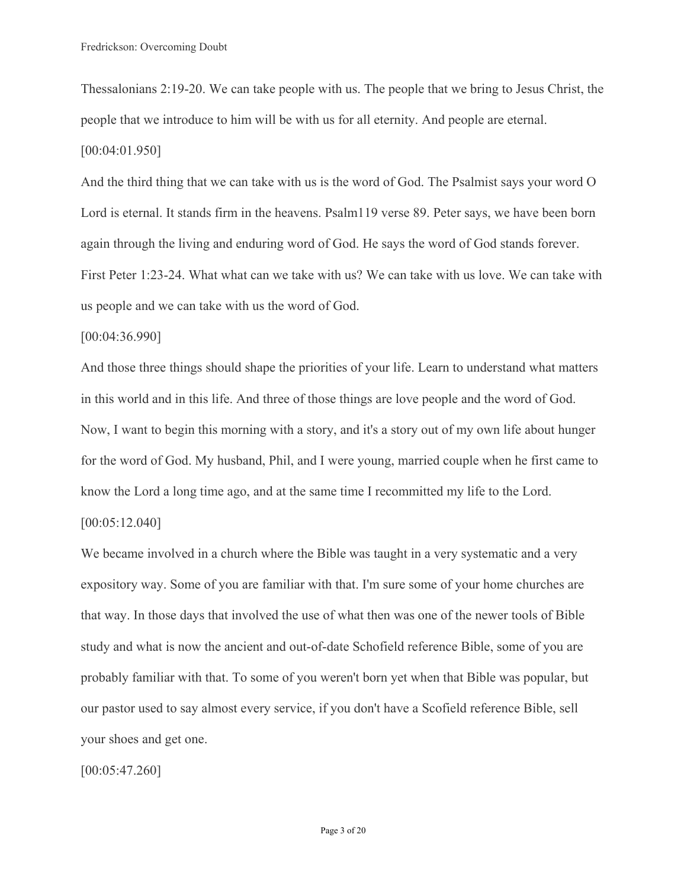Thessalonians 2:19-20. We can take people with us. The people that we bring to Jesus Christ, the people that we introduce to him will be with us for all eternity. And people are eternal.

[00:04:01.950]

And the third thing that we can take with us is the word of God. The Psalmist says your word O Lord is eternal. It stands firm in the heavens. Psalm119 verse 89. Peter says, we have been born again through the living and enduring word of God. He says the word of God stands forever. First Peter 1:23-24. What what can we take with us? We can take with us love. We can take with us people and we can take with us the word of God.

[00:04:36.990]

And those three things should shape the priorities of your life. Learn to understand what matters in this world and in this life. And three of those things are love people and the word of God. Now, I want to begin this morning with a story, and it's a story out of my own life about hunger for the word of God. My husband, Phil, and I were young, married couple when he first came to know the Lord a long time ago, and at the same time I recommitted my life to the Lord.

[00:05:12.040]

We became involved in a church where the Bible was taught in a very systematic and a very expository way. Some of you are familiar with that. I'm sure some of your home churches are that way. In those days that involved the use of what then was one of the newer tools of Bible study and what is now the ancient and out-of-date Schofield reference Bible, some of you are probably familiar with that. To some of you weren't born yet when that Bible was popular, but our pastor used to say almost every service, if you don't have a Scofield reference Bible, sell your shoes and get one.

[00:05:47.260]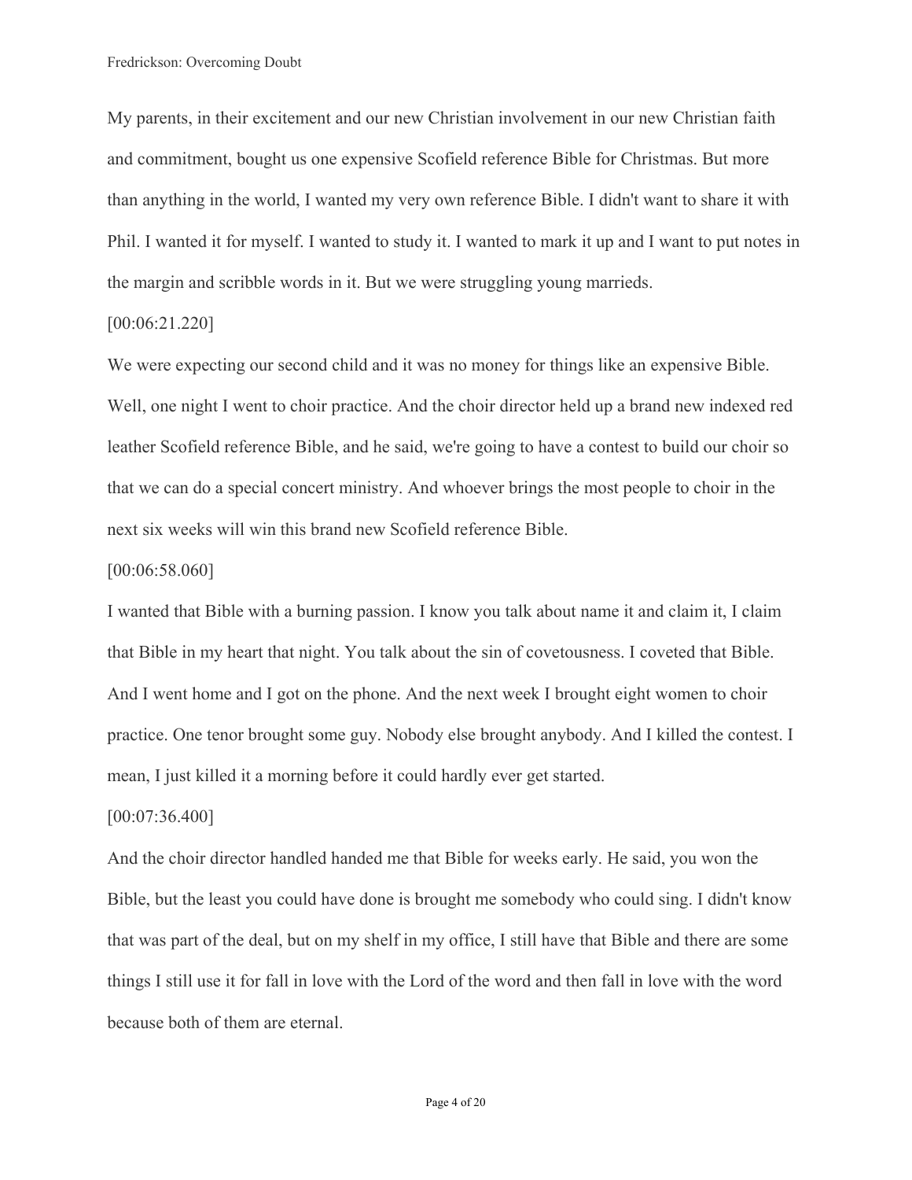My parents, in their excitement and our new Christian involvement in our new Christian faith and commitment, bought us one expensive Scofield reference Bible for Christmas. But more than anything in the world, I wanted my very own reference Bible. I didn't want to share it with Phil. I wanted it for myself. I wanted to study it. I wanted to mark it up and I want to put notes in the margin and scribble words in it. But we were struggling young marrieds.

[00:06:21.220]

We were expecting our second child and it was no money for things like an expensive Bible. Well, one night I went to choir practice. And the choir director held up a brand new indexed red leather Scofield reference Bible, and he said, we're going to have a contest to build our choir so that we can do a special concert ministry. And whoever brings the most people to choir in the next six weeks will win this brand new Scofield reference Bible.

[00:06:58.060]

I wanted that Bible with a burning passion. I know you talk about name it and claim it, I claim that Bible in my heart that night. You talk about the sin of covetousness. I coveted that Bible. And I went home and I got on the phone. And the next week I brought eight women to choir practice. One tenor brought some guy. Nobody else brought anybody. And I killed the contest. I mean, I just killed it a morning before it could hardly ever get started.

[00:07:36.400]

And the choir director handled handed me that Bible for weeks early. He said, you won the Bible, but the least you could have done is brought me somebody who could sing. I didn't know that was part of the deal, but on my shelf in my office, I still have that Bible and there are some things I still use it for fall in love with the Lord of the word and then fall in love with the word because both of them are eternal.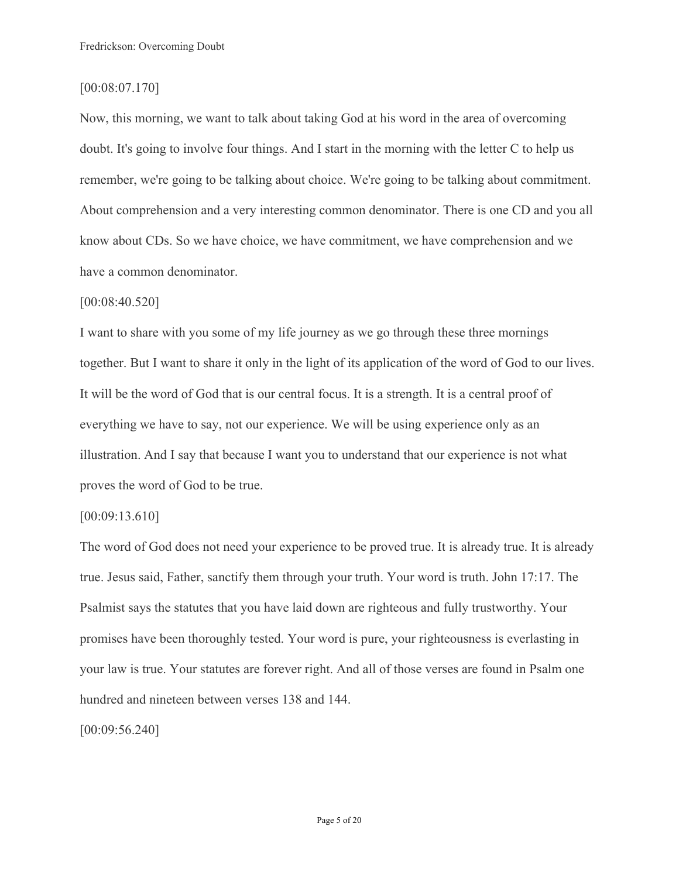[00:08:07.170]

Now, this morning, we want to talk about taking God at his word in the area of overcoming doubt. It's going to involve four things. And I start in the morning with the letter C to help us remember, we're going to be talking about choice. We're going to be talking about commitment. About comprehension and a very interesting common denominator. There is one CD and you all know about CDs. So we have choice, we have commitment, we have comprehension and we have a common denominator.

[00:08:40.520]

I want to share with you some of my life journey as we go through these three mornings together. But I want to share it only in the light of its application of the word of God to our lives. It will be the word of God that is our central focus. It is a strength. It is a central proof of everything we have to say, not our experience. We will be using experience only as an illustration. And I say that because I want you to understand that our experience is not what proves the word of God to be true.

[00:09:13.610]

The word of God does not need your experience to be proved true. It is already true. It is already true. Jesus said, Father, sanctify them through your truth. Your word is truth. John 17:17. The Psalmist says the statutes that you have laid down are righteous and fully trustworthy. Your promises have been thoroughly tested. Your word is pure, your righteousness is everlasting in your law is true. Your statutes are forever right. And all of those verses are found in Psalm one hundred and nineteen between verses 138 and 144.

[00:09:56.240]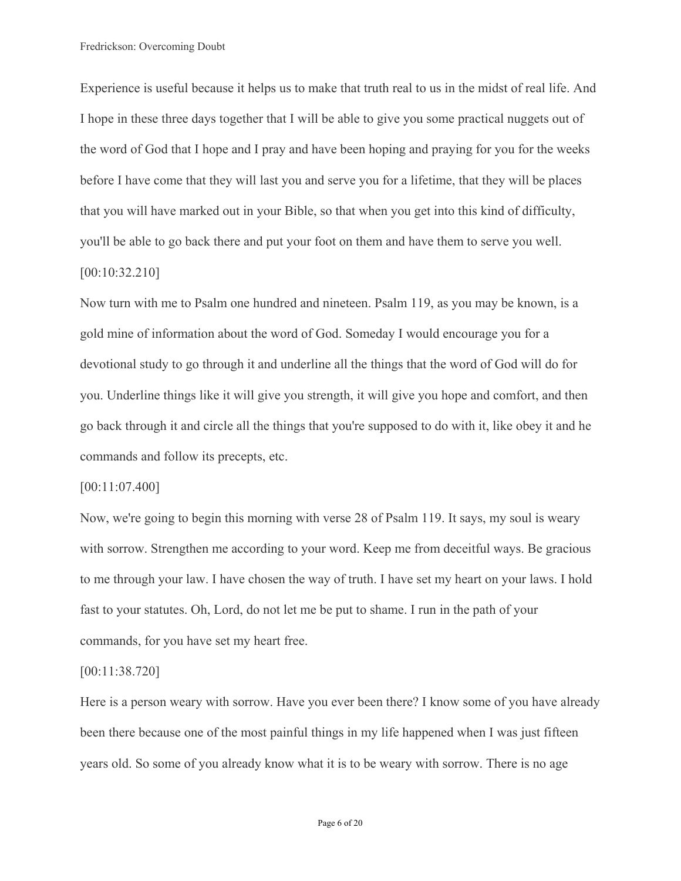Experience is useful because it helps us to make that truth real to us in the midst of real life. And I hope in these three days together that I will be able to give you some practical nuggets out of the word of God that I hope and I pray and have been hoping and praying for you for the weeks before I have come that they will last you and serve you for a lifetime, that they will be places that you will have marked out in your Bible, so that when you get into this kind of difficulty, you'll be able to go back there and put your foot on them and have them to serve you well.

[00:10:32.210]

Now turn with me to Psalm one hundred and nineteen. Psalm 119, as you may be known, is a gold mine of information about the word of God. Someday I would encourage you for a devotional study to go through it and underline all the things that the word of God will do for you. Underline things like it will give you strength, it will give you hope and comfort, and then go back through it and circle all the things that you're supposed to do with it, like obey it and he commands and follow its precepts, etc.

[00:11:07.400]

Now, we're going to begin this morning with verse 28 of Psalm 119. It says, my soul is weary with sorrow. Strengthen me according to your word. Keep me from deceitful ways. Be gracious to me through your law. I have chosen the way of truth. I have set my heart on your laws. I hold fast to your statutes. Oh, Lord, do not let me be put to shame. I run in the path of your commands, for you have set my heart free.

[00:11:38.720]

Here is a person weary with sorrow. Have you ever been there? I know some of you have already been there because one of the most painful things in my life happened when I was just fifteen years old. So some of you already know what it is to be weary with sorrow. There is no age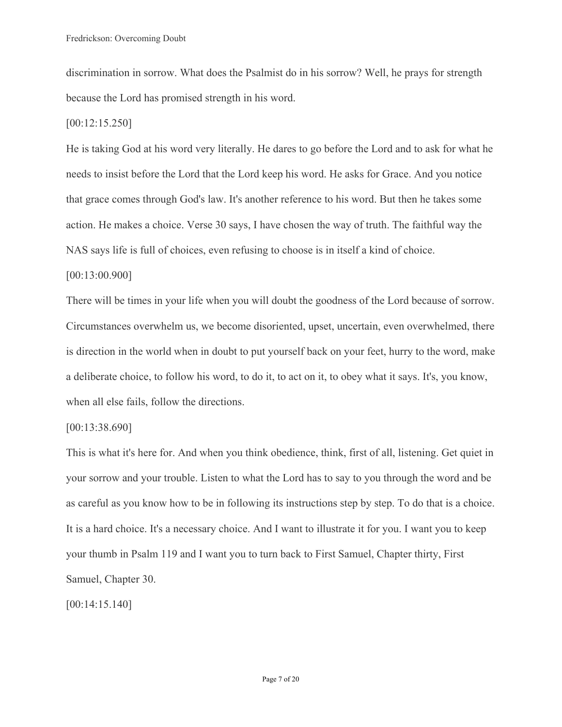discrimination in sorrow. What does the Psalmist do in his sorrow? Well, he prays for strength because the Lord has promised strength in his word.

[00:12:15.250]

He is taking God at his word very literally. He dares to go before the Lord and to ask for what he needs to insist before the Lord that the Lord keep his word. He asks for Grace. And you notice that grace comes through God's law. It's another reference to his word. But then he takes some action. He makes a choice. Verse 30 says, I have chosen the way of truth. The faithful way the NAS says life is full of choices, even refusing to choose is in itself a kind of choice.

[00:13:00.900]

There will be times in your life when you will doubt the goodness of the Lord because of sorrow. Circumstances overwhelm us, we become disoriented, upset, uncertain, even overwhelmed, there is direction in the world when in doubt to put yourself back on your feet, hurry to the word, make a deliberate choice, to follow his word, to do it, to act on it, to obey what it says. It's, you know, when all else fails, follow the directions.

[00:13:38.690]

This is what it's here for. And when you think obedience, think, first of all, listening. Get quiet in your sorrow and your trouble. Listen to what the Lord has to say to you through the word and be as careful as you know how to be in following its instructions step by step. To do that is a choice. It is a hard choice. It's a necessary choice. And I want to illustrate it for you. I want you to keep your thumb in Psalm 119 and I want you to turn back to First Samuel, Chapter thirty, First Samuel, Chapter 30.

[00:14:15.140]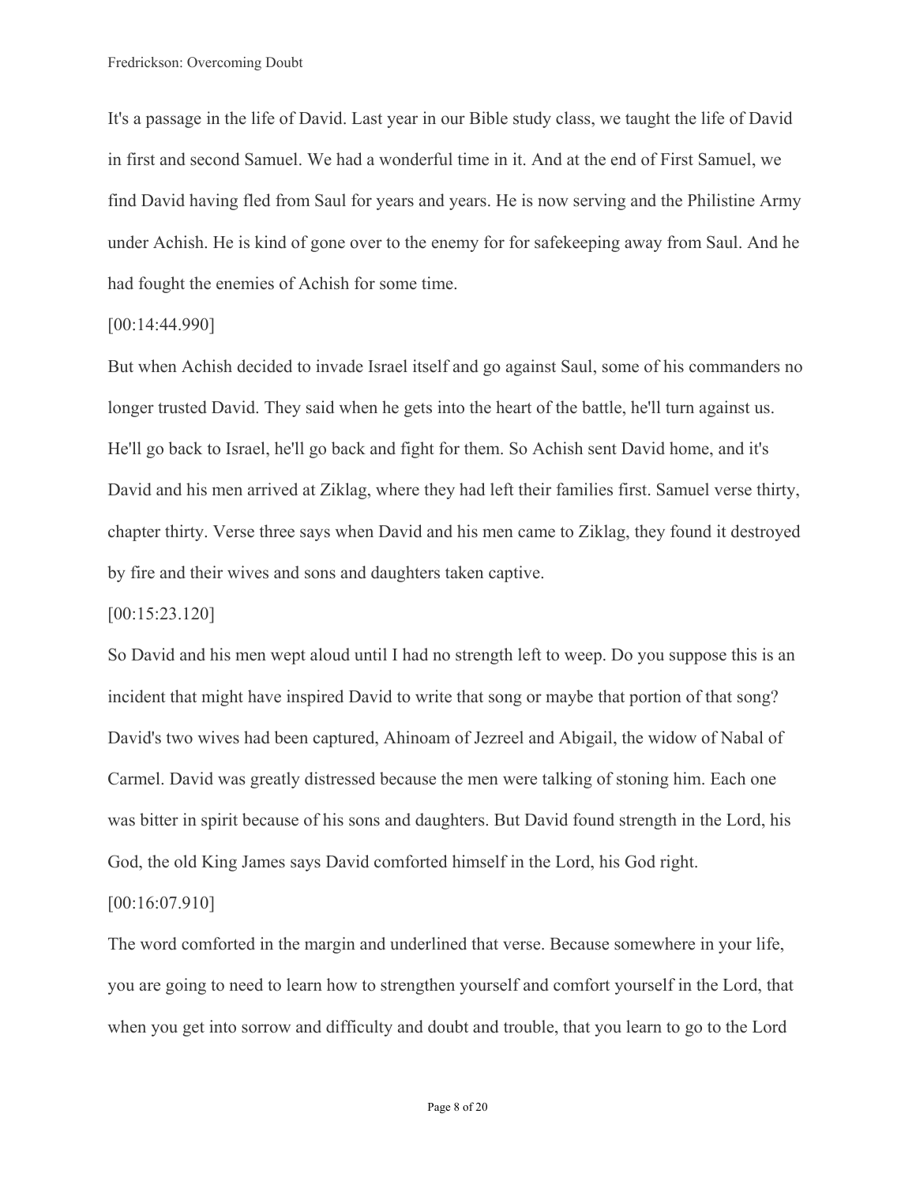It's a passage in the life of David. Last year in our Bible study class, we taught the life of David in first and second Samuel. We had a wonderful time in it. And at the end of First Samuel, we find David having fled from Saul for years and years. He is now serving and the Philistine Army under Achish. He is kind of gone over to the enemy for for safekeeping away from Saul. And he had fought the enemies of Achish for some time.

[00:14:44.990]

But when Achish decided to invade Israel itself and go against Saul, some of his commanders no longer trusted David. They said when he gets into the heart of the battle, he'll turn against us. He'll go back to Israel, he'll go back and fight for them. So Achish sent David home, and it's David and his men arrived at Ziklag, where they had left their families first. Samuel verse thirty, chapter thirty. Verse three says when David and his men came to Ziklag, they found it destroyed by fire and their wives and sons and daughters taken captive.

[00:15:23.120]

So David and his men wept aloud until I had no strength left to weep. Do you suppose this is an incident that might have inspired David to write that song or maybe that portion of that song? David's two wives had been captured, Ahinoam of Jezreel and Abigail, the widow of Nabal of Carmel. David was greatly distressed because the men were talking of stoning him. Each one was bitter in spirit because of his sons and daughters. But David found strength in the Lord, his God, the old King James says David comforted himself in the Lord, his God right.

[00:16:07.910]

The word comforted in the margin and underlined that verse. Because somewhere in your life, you are going to need to learn how to strengthen yourself and comfort yourself in the Lord, that when you get into sorrow and difficulty and doubt and trouble, that you learn to go to the Lord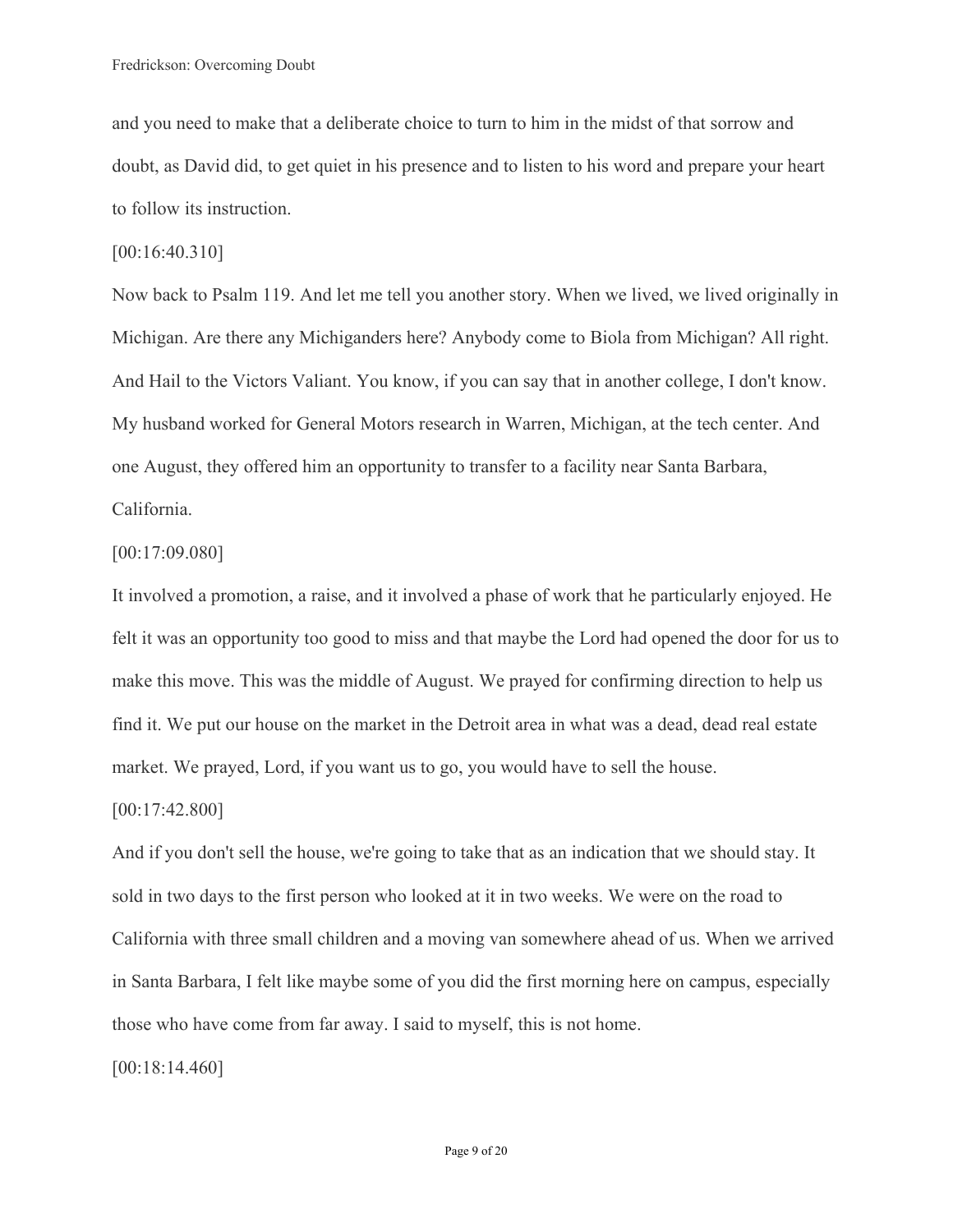and you need to make that a deliberate choice to turn to him in the midst of that sorrow and doubt, as David did, to get quiet in his presence and to listen to his word and prepare your heart to follow its instruction.

[00:16:40.310]

Now back to Psalm 119. And let me tell you another story. When we lived, we lived originally in Michigan. Are there any Michiganders here? Anybody come to Biola from Michigan? All right. And Hail to the Victors Valiant. You know, if you can say that in another college, I don't know. My husband worked for General Motors research in Warren, Michigan, at the tech center. And one August, they offered him an opportunity to transfer to a facility near Santa Barbara, California.

[00:17:09.080]

It involved a promotion, a raise, and it involved a phase of work that he particularly enjoyed. He felt it was an opportunity too good to miss and that maybe the Lord had opened the door for us to make this move. This was the middle of August. We prayed for confirming direction to help us find it. We put our house on the market in the Detroit area in what was a dead, dead real estate market. We prayed, Lord, if you want us to go, you would have to sell the house.

[00:17:42.800]

And if you don't sell the house, we're going to take that as an indication that we should stay. It sold in two days to the first person who looked at it in two weeks. We were on the road to California with three small children and a moving van somewhere ahead of us. When we arrived in Santa Barbara, I felt like maybe some of you did the first morning here on campus, especially those who have come from far away. I said to myself, this is not home.

[00:18:14.460]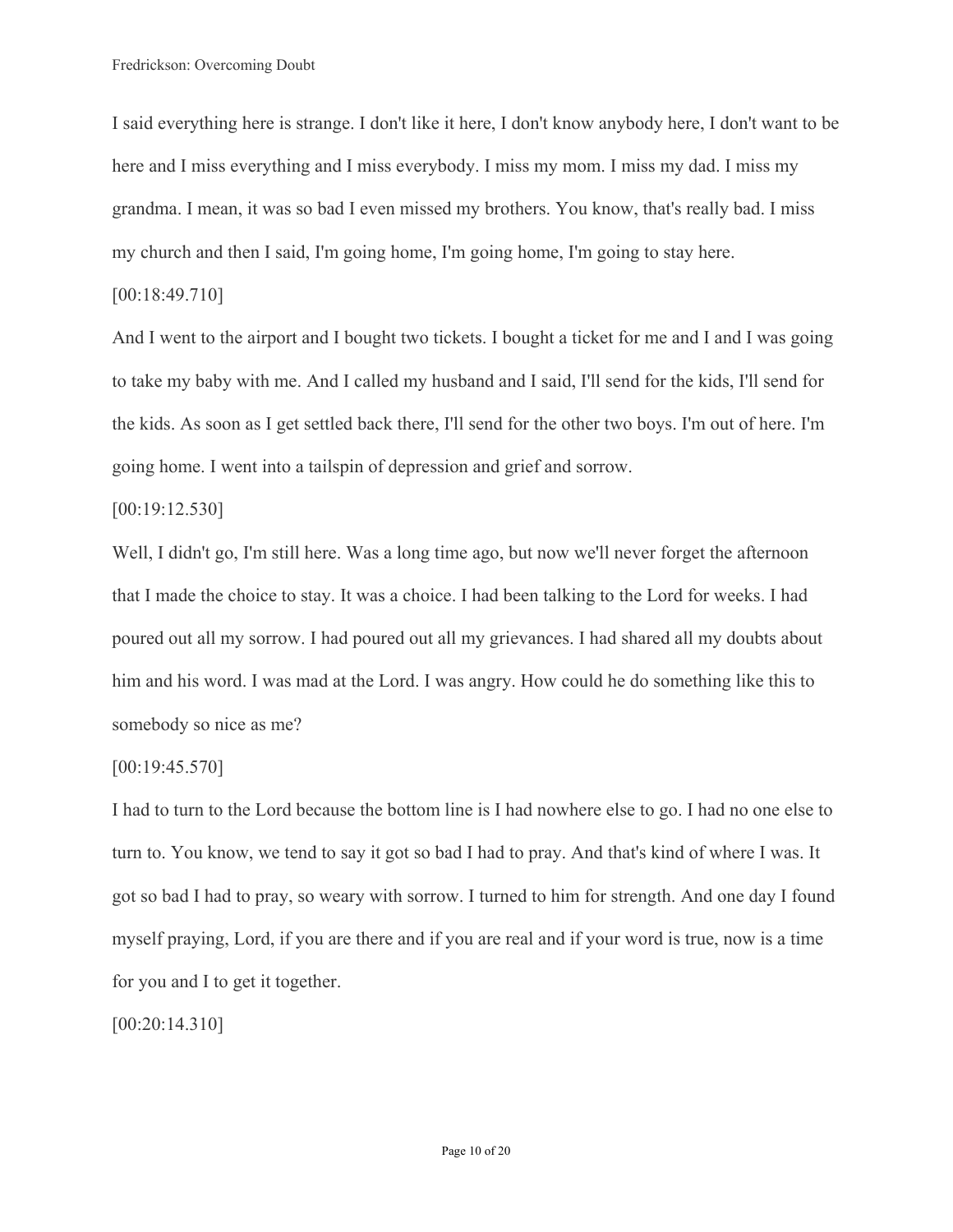I said everything here is strange. I don't like it here, I don't know anybody here, I don't want to be here and I miss everything and I miss everybody. I miss my mom. I miss my dad. I miss my grandma. I mean, it was so bad I even missed my brothers. You know, that's really bad. I miss my church and then I said, I'm going home, I'm going home, I'm going to stay here.

[00:18:49.710]

And I went to the airport and I bought two tickets. I bought a ticket for me and I and I was going to take my baby with me. And I called my husband and I said, I'll send for the kids, I'll send for the kids. As soon as I get settled back there, I'll send for the other two boys. I'm out of here. I'm going home. I went into a tailspin of depression and grief and sorrow.

[00:19:12.530]

Well, I didn't go, I'm still here. Was a long time ago, but now we'll never forget the afternoon that I made the choice to stay. It was a choice. I had been talking to the Lord for weeks. I had poured out all my sorrow. I had poured out all my grievances. I had shared all my doubts about him and his word. I was mad at the Lord. I was angry. How could he do something like this to somebody so nice as me?

[00:19:45.570]

I had to turn to the Lord because the bottom line is I had nowhere else to go. I had no one else to turn to. You know, we tend to say it got so bad I had to pray. And that's kind of where I was. It got so bad I had to pray, so weary with sorrow. I turned to him for strength. And one day I found myself praying, Lord, if you are there and if you are real and if your word is true, now is a time for you and I to get it together.

[00:20:14.310]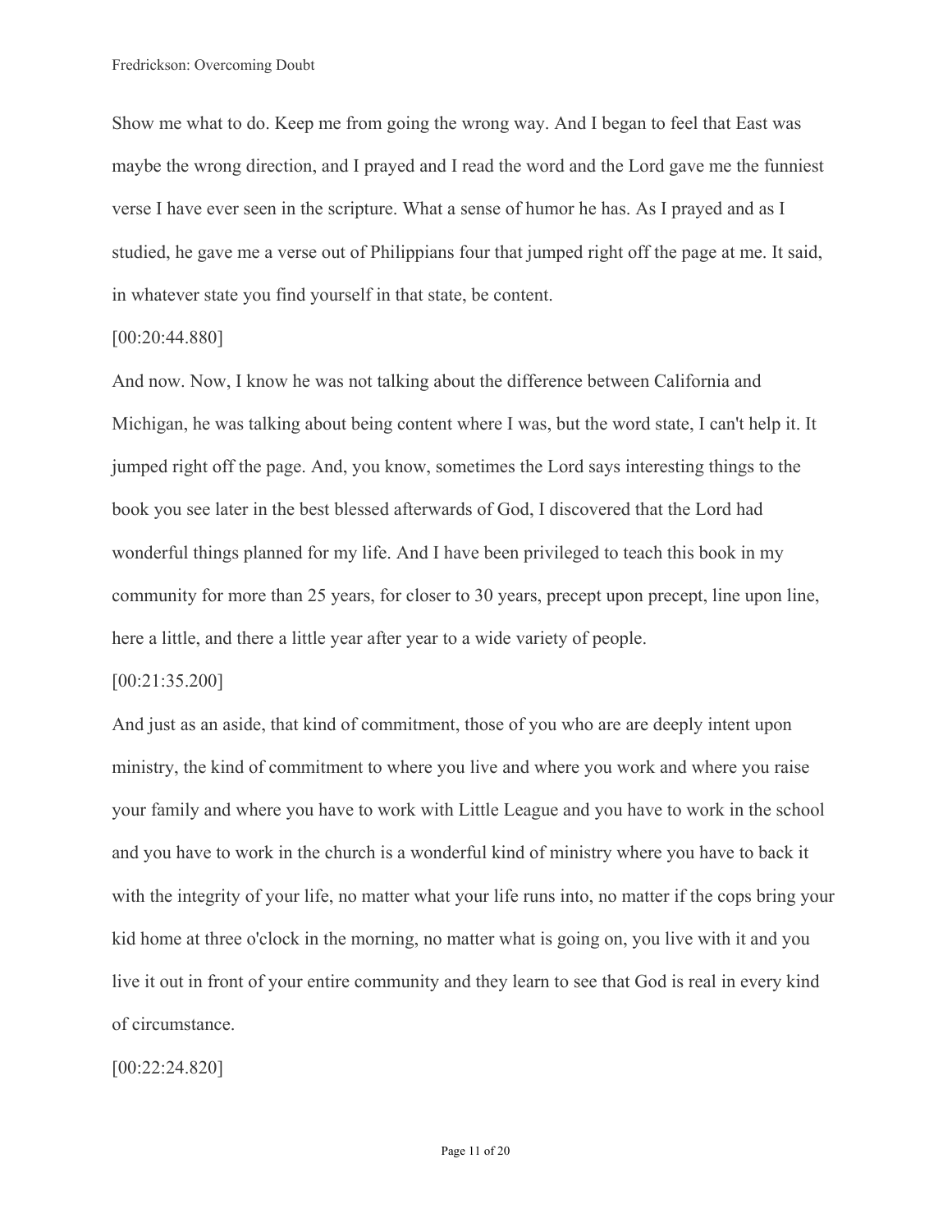Show me what to do. Keep me from going the wrong way. And I began to feel that East was maybe the wrong direction, and I prayed and I read the word and the Lord gave me the funniest verse I have ever seen in the scripture. What a sense of humor he has. As I prayed and as I studied, he gave me a verse out of Philippians four that jumped right off the page at me. It said, in whatever state you find yourself in that state, be content.

[00:20:44.880]

And now. Now, I know he was not talking about the difference between California and Michigan, he was talking about being content where I was, but the word state, I can't help it. It jumped right off the page. And, you know, sometimes the Lord says interesting things to the book you see later in the best blessed afterwards of God, I discovered that the Lord had wonderful things planned for my life. And I have been privileged to teach this book in my community for more than 25 years, for closer to 30 years, precept upon precept, line upon line, here a little, and there a little year after year to a wide variety of people.

[00:21:35.200]

And just as an aside, that kind of commitment, those of you who are are deeply intent upon ministry, the kind of commitment to where you live and where you work and where you raise your family and where you have to work with Little League and you have to work in the school and you have to work in the church is a wonderful kind of ministry where you have to back it with the integrity of your life, no matter what your life runs into, no matter if the cops bring your kid home at three o'clock in the morning, no matter what is going on, you live with it and you live it out in front of your entire community and they learn to see that God is real in every kind of circumstance.

[00:22:24.820]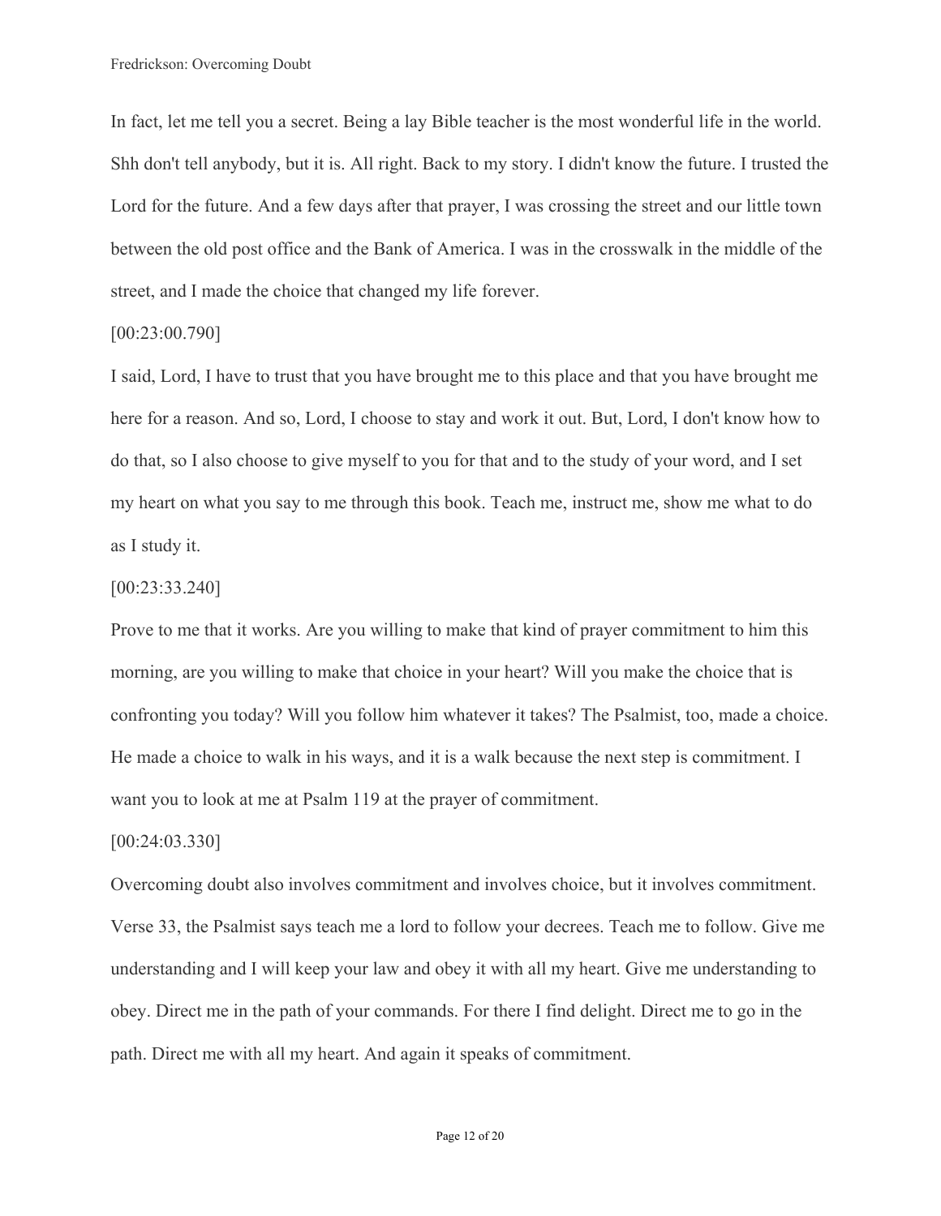In fact, let me tell you a secret. Being a lay Bible teacher is the most wonderful life in the world. Shh don't tell anybody, but it is. All right. Back to my story. I didn't know the future. I trusted the Lord for the future. And a few days after that prayer, I was crossing the street and our little town between the old post office and the Bank of America. I was in the crosswalk in the middle of the street, and I made the choice that changed my life forever.

[00:23:00.790]

I said, Lord, I have to trust that you have brought me to this place and that you have brought me here for a reason. And so, Lord, I choose to stay and work it out. But, Lord, I don't know how to do that, so I also choose to give myself to you for that and to the study of your word, and I set my heart on what you say to me through this book. Teach me, instruct me, show me what to do as I study it.

[00:23:33.240]

Prove to me that it works. Are you willing to make that kind of prayer commitment to him this morning, are you willing to make that choice in your heart? Will you make the choice that is confronting you today? Will you follow him whatever it takes? The Psalmist, too, made a choice. He made a choice to walk in his ways, and it is a walk because the next step is commitment. I want you to look at me at Psalm 119 at the prayer of commitment.

[00:24:03.330]

Overcoming doubt also involves commitment and involves choice, but it involves commitment. Verse 33, the Psalmist says teach me a lord to follow your decrees. Teach me to follow. Give me understanding and I will keep your law and obey it with all my heart. Give me understanding to obey. Direct me in the path of your commands. For there I find delight. Direct me to go in the path. Direct me with all my heart. And again it speaks of commitment.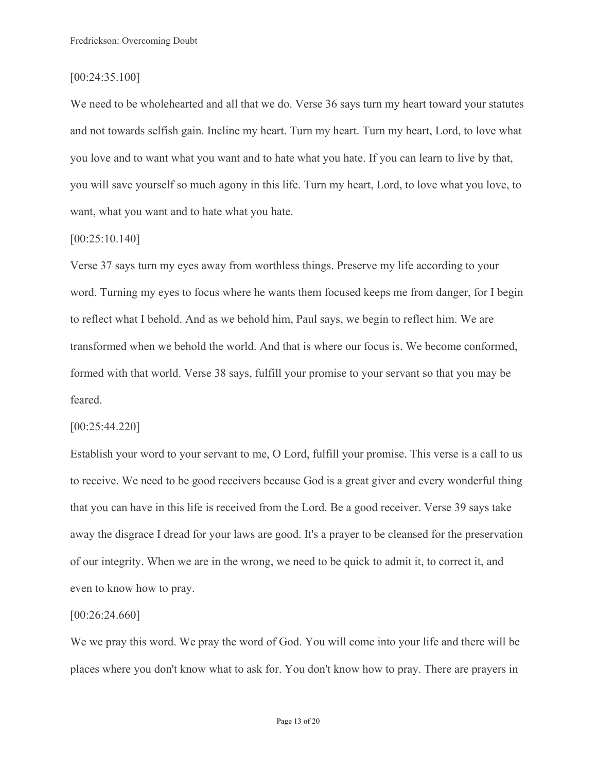[00:24:35.100]

We need to be wholehearted and all that we do. Verse 36 says turn my heart toward your statutes and not towards selfish gain. Incline my heart. Turn my heart. Turn my heart, Lord, to love what you love and to want what you want and to hate what you hate. If you can learn to live by that, you will save yourself so much agony in this life. Turn my heart, Lord, to love what you love, to want, what you want and to hate what you hate.

[00:25:10.140]

Verse 37 says turn my eyes away from worthless things. Preserve my life according to your word. Turning my eyes to focus where he wants them focused keeps me from danger, for I begin to reflect what I behold. And as we behold him, Paul says, we begin to reflect him. We are transformed when we behold the world. And that is where our focus is. We become conformed, formed with that world. Verse 38 says, fulfill your promise to your servant so that you may be feared.

[00:25:44.220]

Establish your word to your servant to me, O Lord, fulfill your promise. This verse is a call to us to receive. We need to be good receivers because God is a great giver and every wonderful thing that you can have in this life is received from the Lord. Be a good receiver. Verse 39 says take away the disgrace I dread for your laws are good. It's a prayer to be cleansed for the preservation of our integrity. When we are in the wrong, we need to be quick to admit it, to correct it, and even to know how to pray.

[00:26:24.660]

We we pray this word. We pray the word of God. You will come into your life and there will be places where you don't know what to ask for. You don't know how to pray. There are prayers in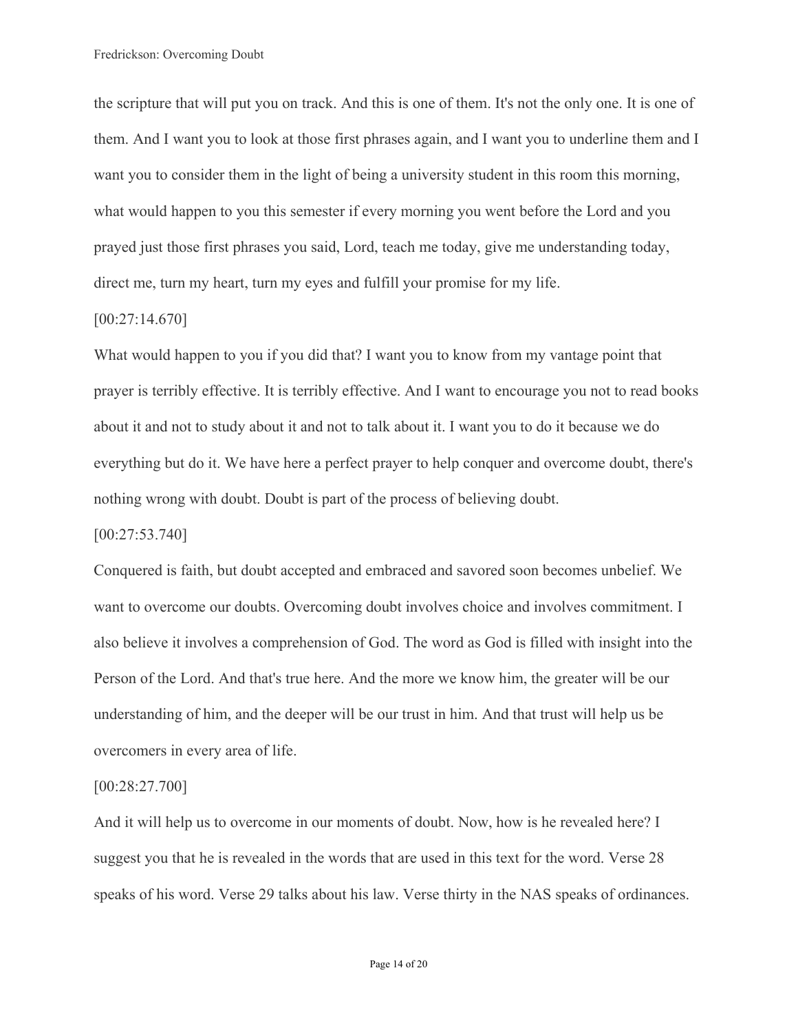the scripture that will put you on track. And this is one of them. It's not the only one. It is one of them. And I want you to look at those first phrases again, and I want you to underline them and I want you to consider them in the light of being a university student in this room this morning, what would happen to you this semester if every morning you went before the Lord and you prayed just those first phrases you said, Lord, teach me today, give me understanding today, direct me, turn my heart, turn my eyes and fulfill your promise for my life.

[00:27:14.670]

What would happen to you if you did that? I want you to know from my vantage point that prayer is terribly effective. It is terribly effective. And I want to encourage you not to read books about it and not to study about it and not to talk about it. I want you to do it because we do everything but do it. We have here a perfect prayer to help conquer and overcome doubt, there's nothing wrong with doubt. Doubt is part of the process of believing doubt.

[00:27:53.740]

Conquered is faith, but doubt accepted and embraced and savored soon becomes unbelief. We want to overcome our doubts. Overcoming doubt involves choice and involves commitment. I also believe it involves a comprehension of God. The word as God is filled with insight into the Person of the Lord. And that's true here. And the more we know him, the greater will be our understanding of him, and the deeper will be our trust in him. And that trust will help us be overcomers in every area of life.

[00:28:27.700]

And it will help us to overcome in our moments of doubt. Now, how is he revealed here? I suggest you that he is revealed in the words that are used in this text for the word. Verse 28 speaks of his word. Verse 29 talks about his law. Verse thirty in the NAS speaks of ordinances.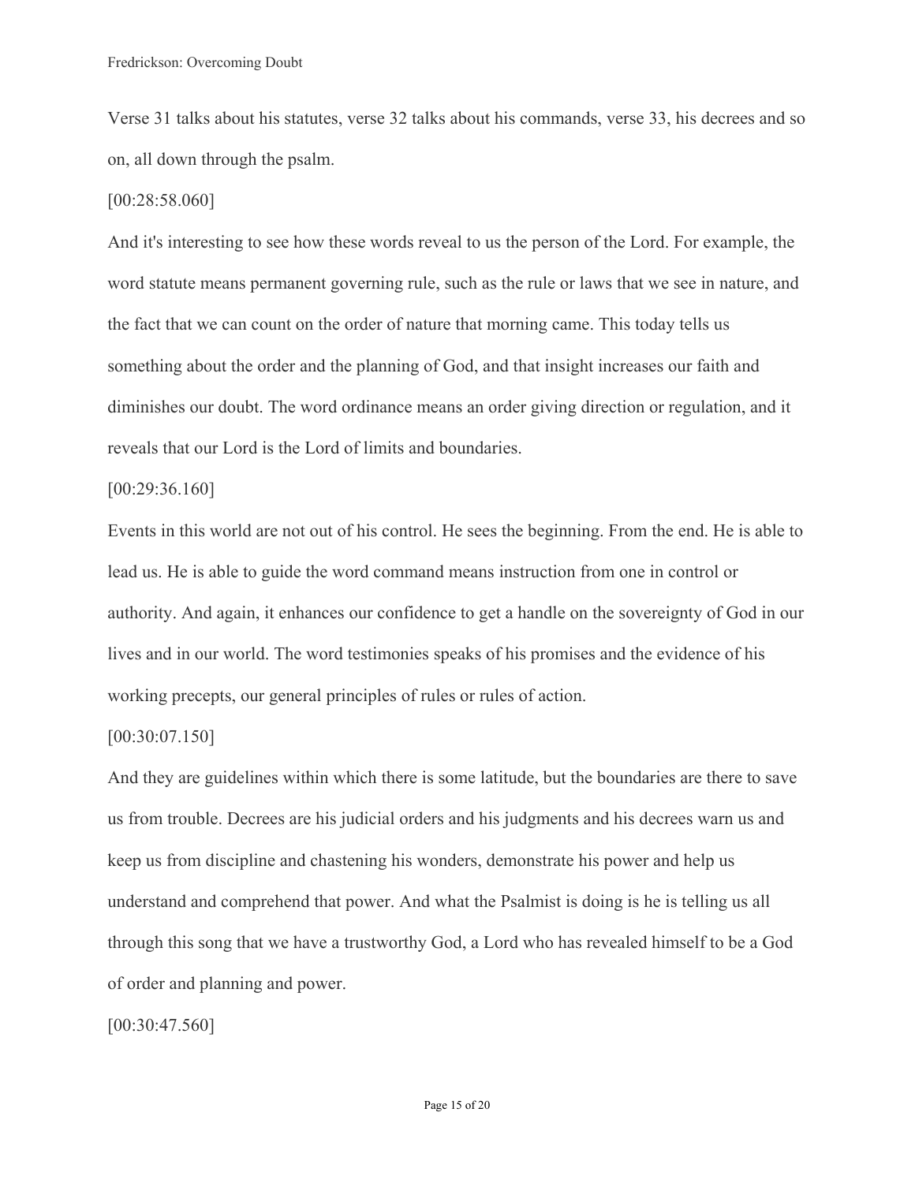Verse 31 talks about his statutes, verse 32 talks about his commands, verse 33, his decrees and so on, all down through the psalm.

[00:28:58.060]

And it's interesting to see how these words reveal to us the person of the Lord. For example, the word statute means permanent governing rule, such as the rule or laws that we see in nature, and the fact that we can count on the order of nature that morning came. This today tells us something about the order and the planning of God, and that insight increases our faith and diminishes our doubt. The word ordinance means an order giving direction or regulation, and it reveals that our Lord is the Lord of limits and boundaries.

[00:29:36.160]

Events in this world are not out of his control. He sees the beginning. From the end. He is able to lead us. He is able to guide the word command means instruction from one in control or authority. And again, it enhances our confidence to get a handle on the sovereignty of God in our lives and in our world. The word testimonies speaks of his promises and the evidence of his working precepts, our general principles of rules or rules of action.

[00:30:07.150]

And they are guidelines within which there is some latitude, but the boundaries are there to save us from trouble. Decrees are his judicial orders and his judgments and his decrees warn us and keep us from discipline and chastening his wonders, demonstrate his power and help us understand and comprehend that power. And what the Psalmist is doing is he is telling us all through this song that we have a trustworthy God, a Lord who has revealed himself to be a God of order and planning and power.

[00:30:47.560]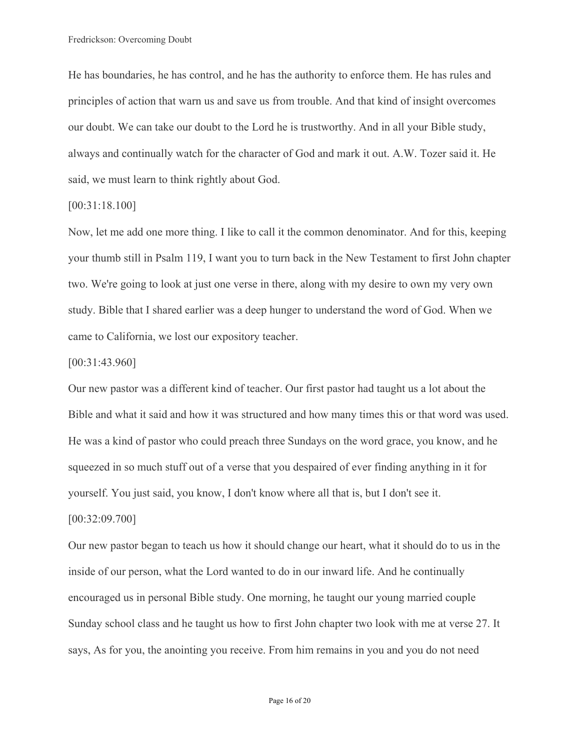He has boundaries, he has control, and he has the authority to enforce them. He has rules and principles of action that warn us and save us from trouble. And that kind of insight overcomes our doubt. We can take our doubt to the Lord he is trustworthy. And in all your Bible study, always and continually watch for the character of God and mark it out. A.W. Tozer said it. He said, we must learn to think rightly about God.

[00:31:18.100]

Now, let me add one more thing. I like to call it the common denominator. And for this, keeping your thumb still in Psalm 119, I want you to turn back in the New Testament to first John chapter two. We're going to look at just one verse in there, along with my desire to own my very own study. Bible that I shared earlier was a deep hunger to understand the word of God. When we came to California, we lost our expository teacher.

[00:31:43.960]

Our new pastor was a different kind of teacher. Our first pastor had taught us a lot about the Bible and what it said and how it was structured and how many times this or that word was used. He was a kind of pastor who could preach three Sundays on the word grace, you know, and he squeezed in so much stuff out of a verse that you despaired of ever finding anything in it for yourself. You just said, you know, I don't know where all that is, but I don't see it.

[00:32:09.700]

Our new pastor began to teach us how it should change our heart, what it should do to us in the inside of our person, what the Lord wanted to do in our inward life. And he continually encouraged us in personal Bible study. One morning, he taught our young married couple Sunday school class and he taught us how to first John chapter two look with me at verse 27. It says, As for you, the anointing you receive. From him remains in you and you do not need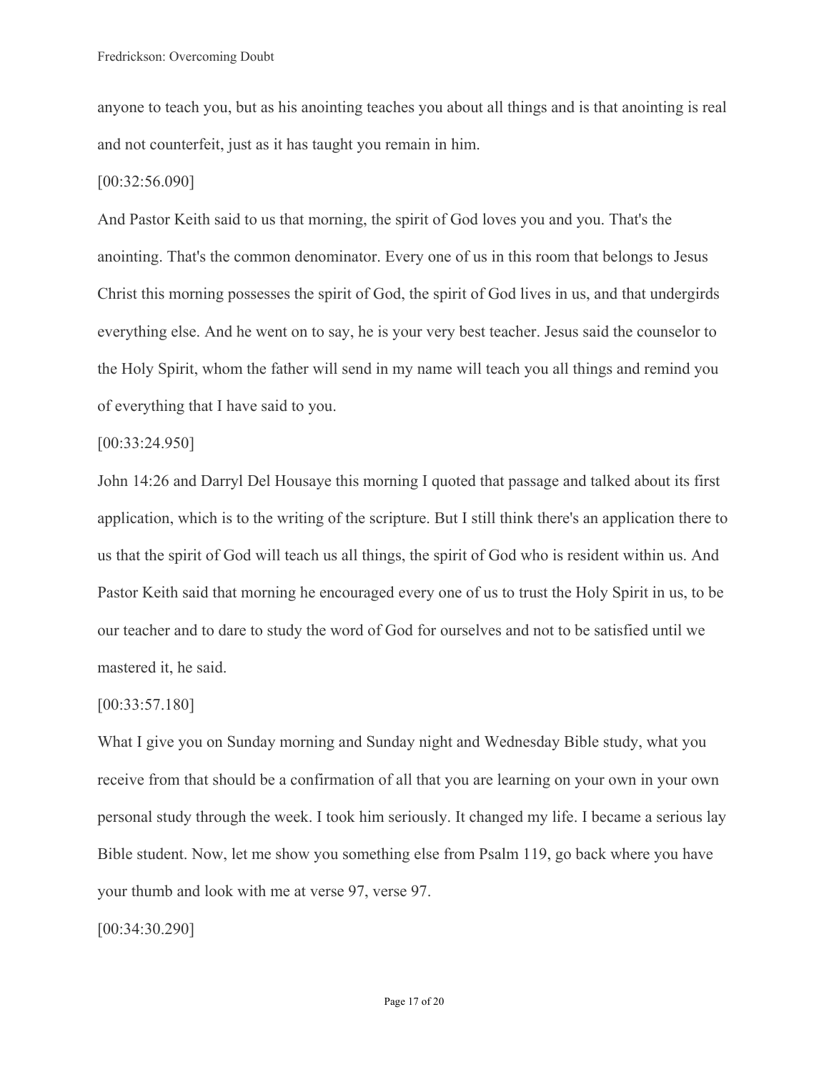anyone to teach you, but as his anointing teaches you about all things and is that anointing is real and not counterfeit, just as it has taught you remain in him.

[00:32:56.090]

And Pastor Keith said to us that morning, the spirit of God loves you and you. That's the anointing. That's the common denominator. Every one of us in this room that belongs to Jesus Christ this morning possesses the spirit of God, the spirit of God lives in us, and that undergirds everything else. And he went on to say, he is your very best teacher. Jesus said the counselor to the Holy Spirit, whom the father will send in my name will teach you all things and remind you of everything that I have said to you.

[00:33:24.950]

John 14:26 and Darryl Del Housaye this morning I quoted that passage and talked about its first application, which is to the writing of the scripture. But I still think there's an application there to us that the spirit of God will teach us all things, the spirit of God who is resident within us. And Pastor Keith said that morning he encouraged every one of us to trust the Holy Spirit in us, to be our teacher and to dare to study the word of God for ourselves and not to be satisfied until we mastered it, he said.

[00:33:57.180]

What I give you on Sunday morning and Sunday night and Wednesday Bible study, what you receive from that should be a confirmation of all that you are learning on your own in your own personal study through the week. I took him seriously. It changed my life. I became a serious lay Bible student. Now, let me show you something else from Psalm 119, go back where you have your thumb and look with me at verse 97, verse 97.

[00:34:30.290]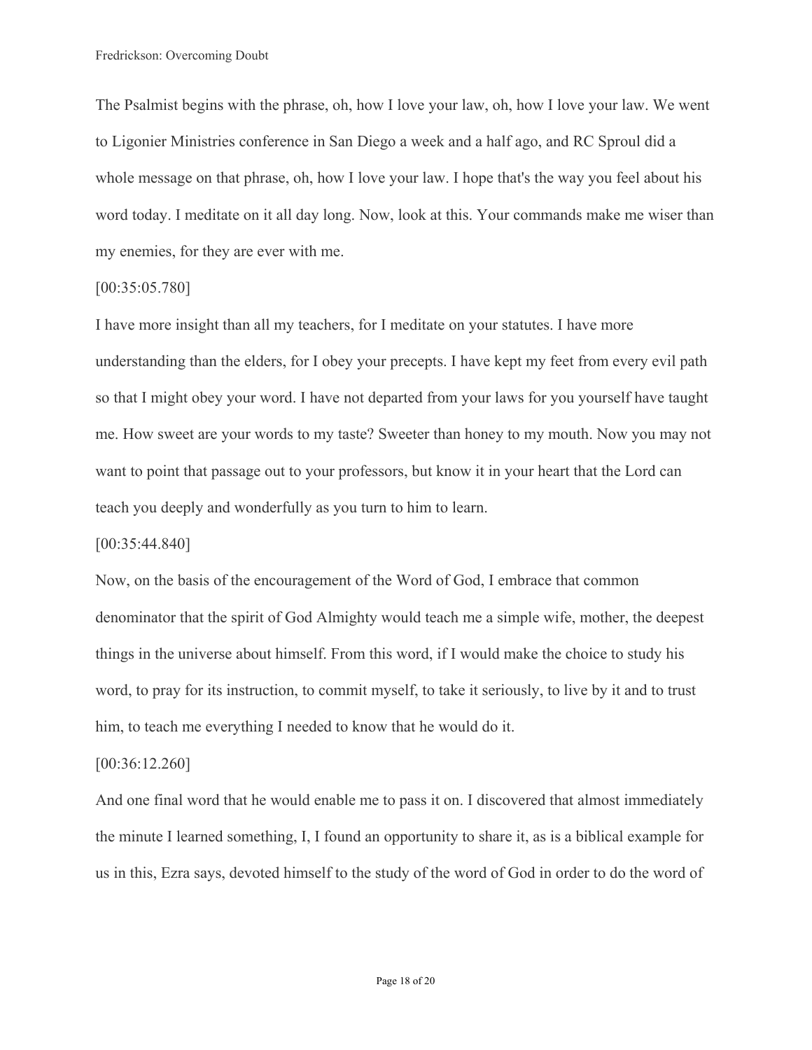The Psalmist begins with the phrase, oh, how I love your law, oh, how I love your law. We went to Ligonier Ministries conference in San Diego a week and a half ago, and RC Sproul did a whole message on that phrase, oh, how I love your law. I hope that's the way you feel about his word today. I meditate on it all day long. Now, look at this. Your commands make me wiser than my enemies, for they are ever with me.

[00:35:05.780]

I have more insight than all my teachers, for I meditate on your statutes. I have more understanding than the elders, for I obey your precepts. I have kept my feet from every evil path so that I might obey your word. I have not departed from your laws for you yourself have taught me. How sweet are your words to my taste? Sweeter than honey to my mouth. Now you may not want to point that passage out to your professors, but know it in your heart that the Lord can teach you deeply and wonderfully as you turn to him to learn.

[00:35:44.840]

Now, on the basis of the encouragement of the Word of God, I embrace that common denominator that the spirit of God Almighty would teach me a simple wife, mother, the deepest things in the universe about himself. From this word, if I would make the choice to study his word, to pray for its instruction, to commit myself, to take it seriously, to live by it and to trust him, to teach me everything I needed to know that he would do it.

[00:36:12.260]

And one final word that he would enable me to pass it on. I discovered that almost immediately the minute I learned something, I, I found an opportunity to share it, as is a biblical example for us in this, Ezra says, devoted himself to the study of the word of God in order to do the word of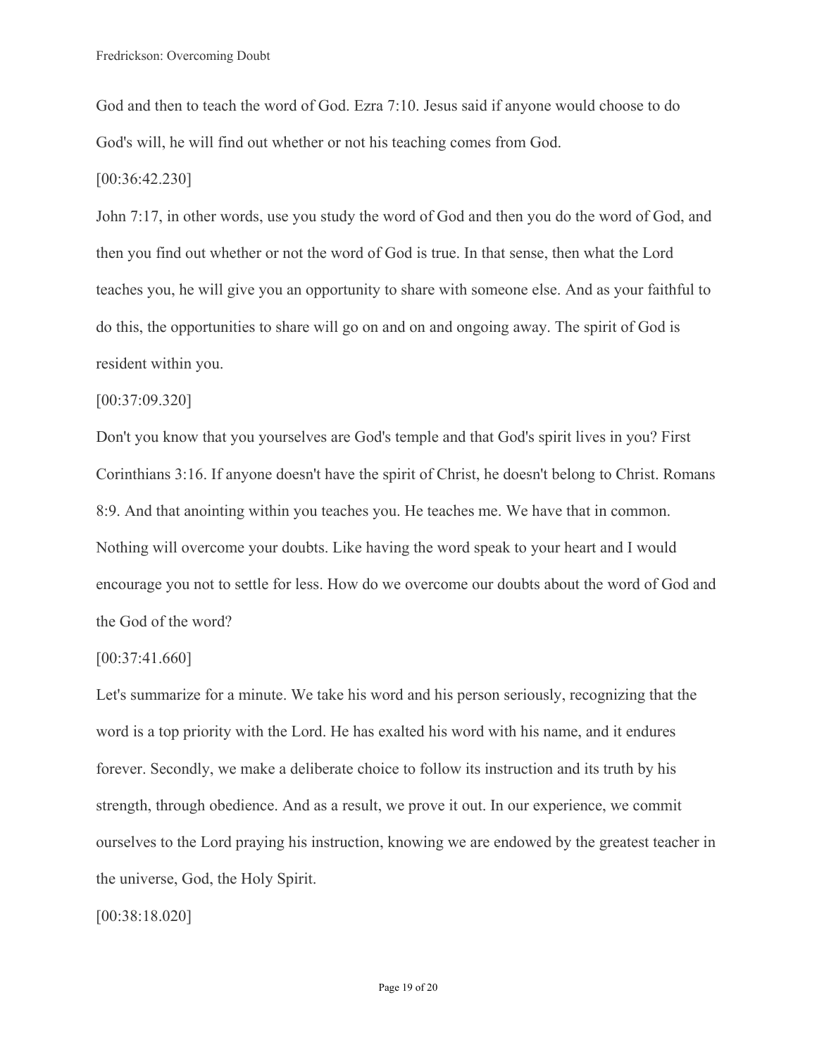God and then to teach the word of God. Ezra 7:10. Jesus said if anyone would choose to do God's will, he will find out whether or not his teaching comes from God.

[00:36:42.230]

John 7:17, in other words, use you study the word of God and then you do the word of God, and then you find out whether or not the word of God is true. In that sense, then what the Lord teaches you, he will give you an opportunity to share with someone else. And as your faithful to do this, the opportunities to share will go on and on and ongoing away. The spirit of God is resident within you.

[00:37:09.320]

Don't you know that you yourselves are God's temple and that God's spirit lives in you? First Corinthians 3:16. If anyone doesn't have the spirit of Christ, he doesn't belong to Christ. Romans 8:9. And that anointing within you teaches you. He teaches me. We have that in common. Nothing will overcome your doubts. Like having the word speak to your heart and I would encourage you not to settle for less. How do we overcome our doubts about the word of God and the God of the word?

[00:37:41.660]

Let's summarize for a minute. We take his word and his person seriously, recognizing that the word is a top priority with the Lord. He has exalted his word with his name, and it endures forever. Secondly, we make a deliberate choice to follow its instruction and its truth by his strength, through obedience. And as a result, we prove it out. In our experience, we commit ourselves to the Lord praying his instruction, knowing we are endowed by the greatest teacher in the universe, God, the Holy Spirit.

[00:38:18.020]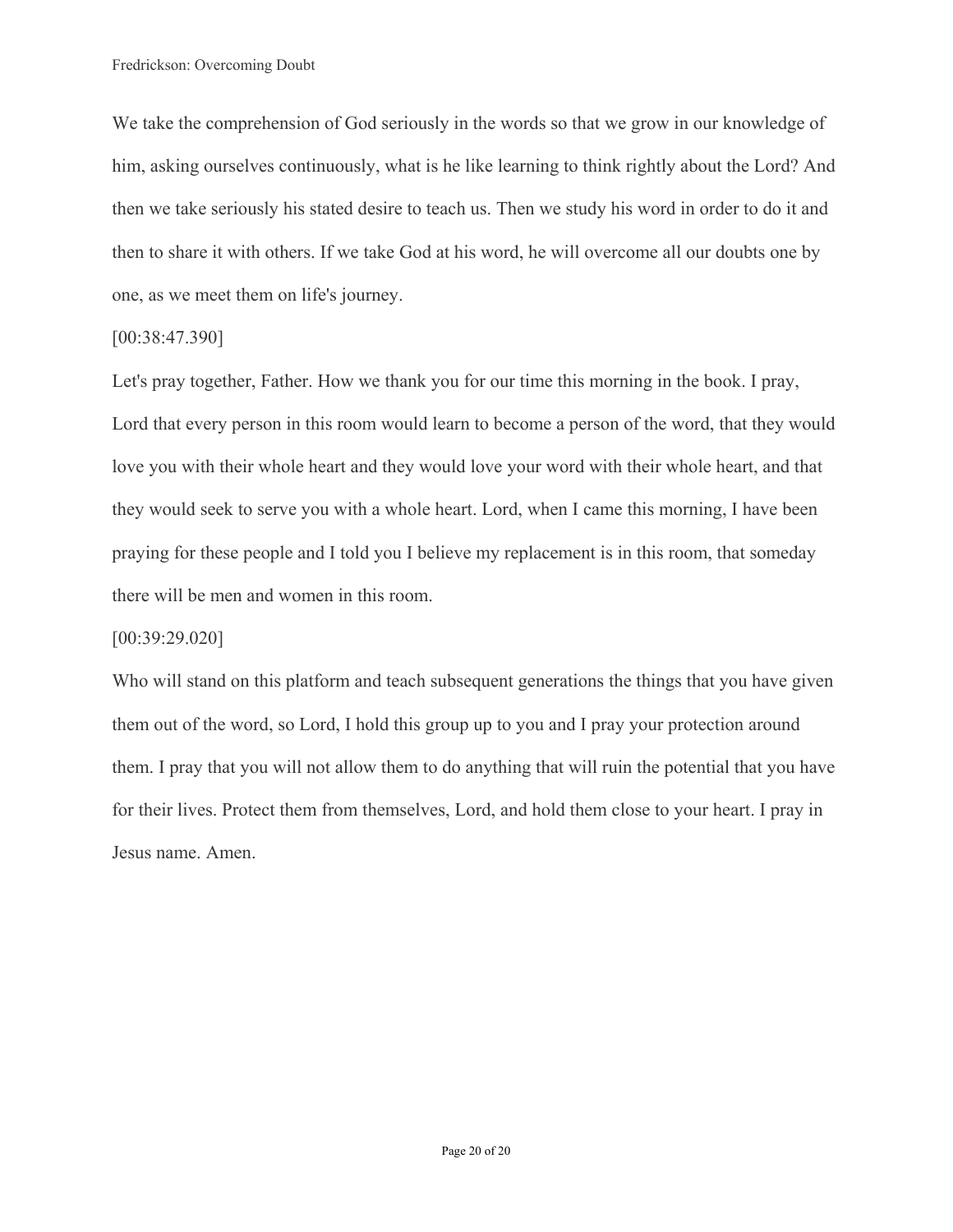We take the comprehension of God seriously in the words so that we grow in our knowledge of him, asking ourselves continuously, what is he like learning to think rightly about the Lord? And then we take seriously his stated desire to teach us. Then we study his word in order to do it and then to share it with others. If we take God at his word, he will overcome all our doubts one by one, as we meet them on life's journey.

[00:38:47.390]

Let's pray together, Father. How we thank you for our time this morning in the book. I pray, Lord that every person in this room would learn to become a person of the word, that they would love you with their whole heart and they would love your word with their whole heart, and that they would seek to serve you with a whole heart. Lord, when I came this morning, I have been praying for these people and I told you I believe my replacement is in this room, that someday there will be men and women in this room.

[00:39:29.020]

Who will stand on this platform and teach subsequent generations the things that you have given them out of the word, so Lord, I hold this group up to you and I pray your protection around them. I pray that you will not allow them to do anything that will ruin the potential that you have for their lives. Protect them from themselves, Lord, and hold them close to your heart. I pray in Jesus name. Amen.